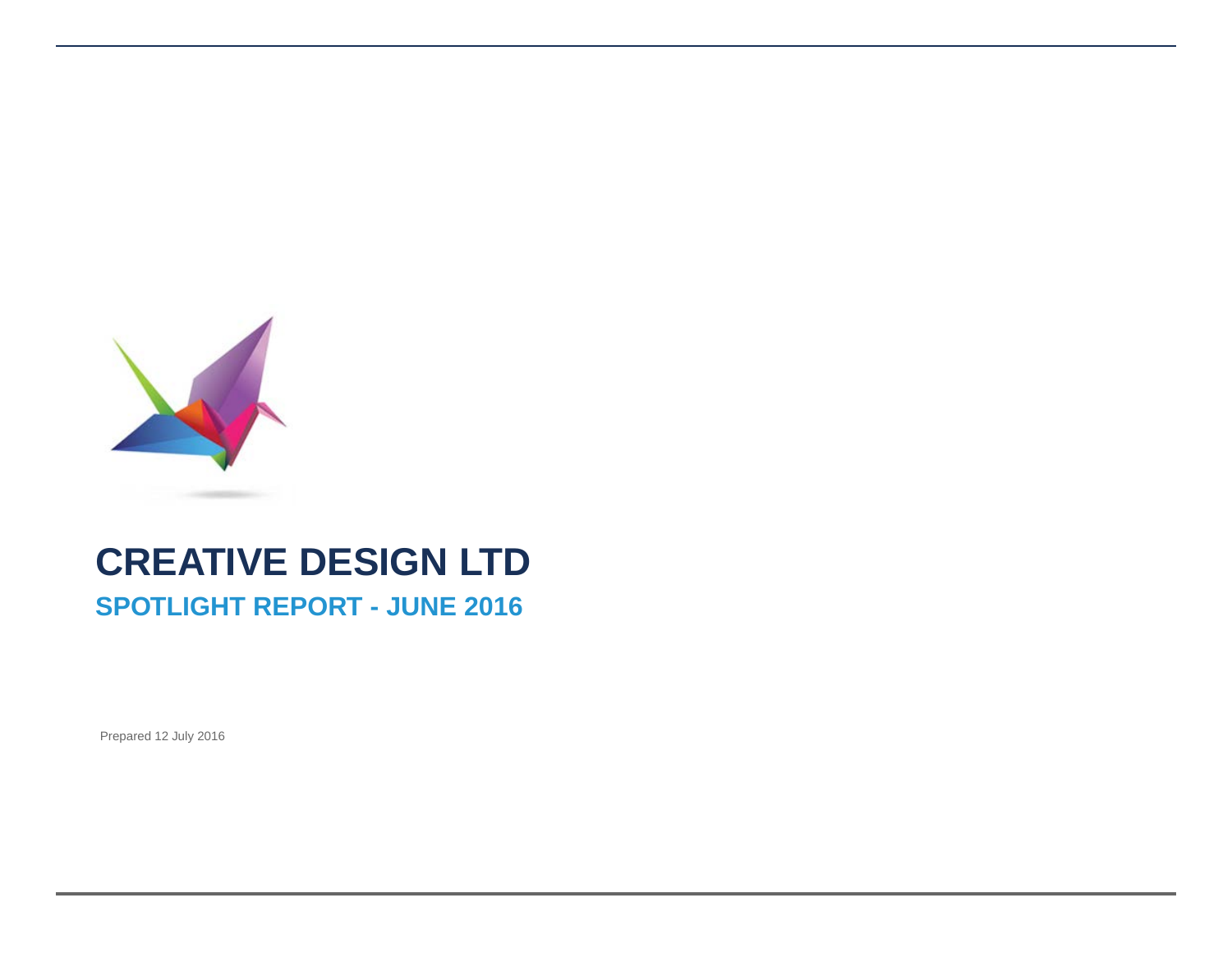# CREATIVE DESIGN LTD

## SPOTLIGHT REPORT - JUNE 2016

Prepared 12 July 2016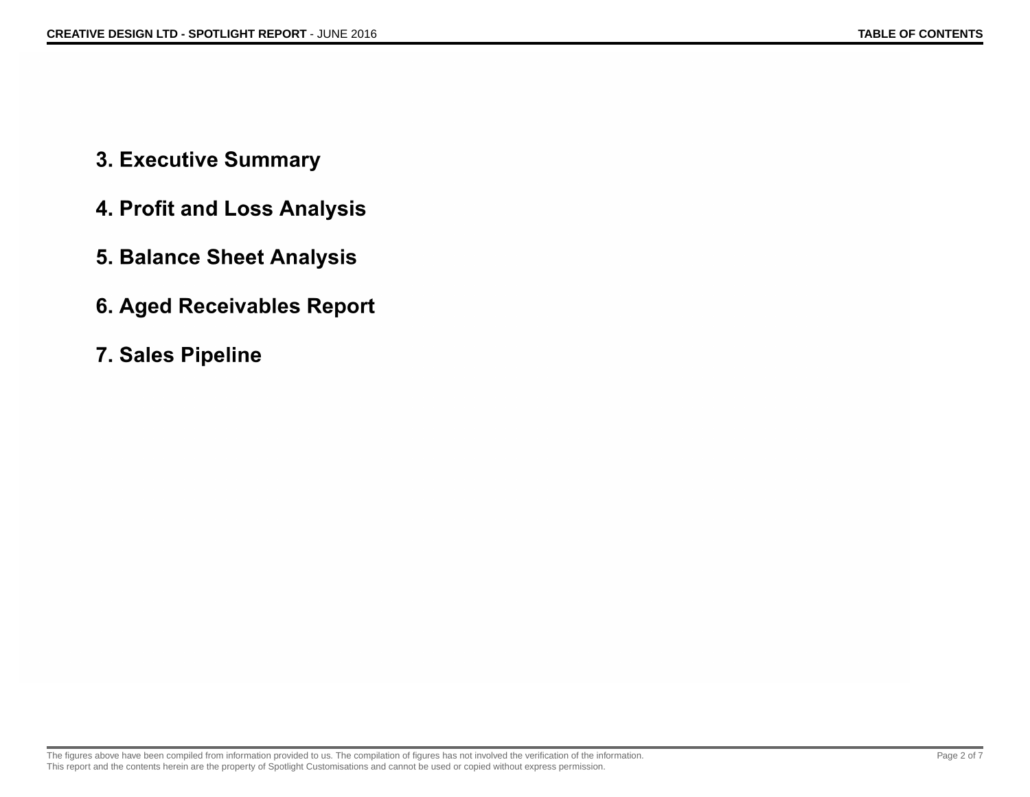3. Executive Summary

4. Profit and Loss Analysis

5. Balance Sheet Analysis

6. Aged Receivables Report

7. Sales Pipeline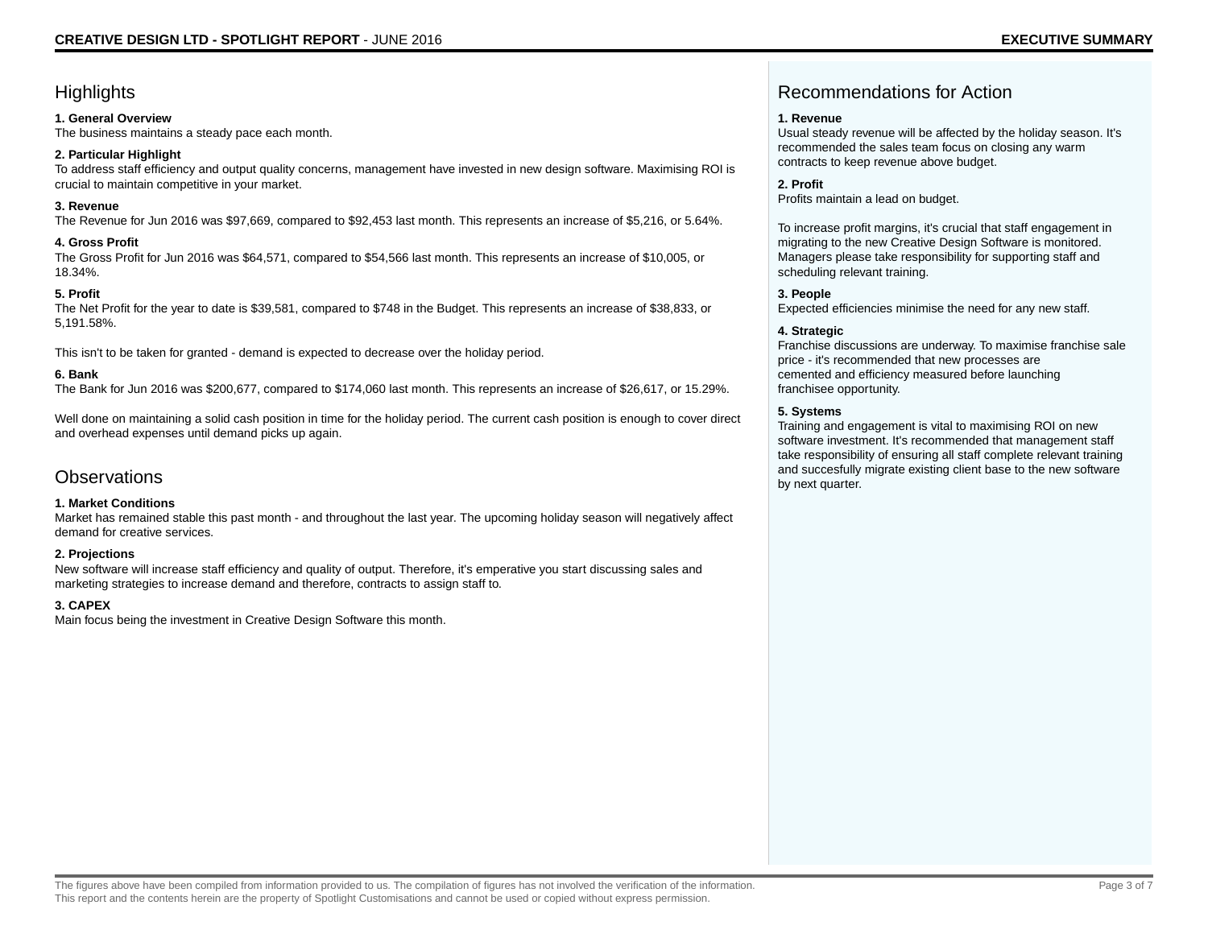## Highlights

**1. General Overview**
The business maintains a steady pace each month.

**2. Particular Highlight**
To address staff efficiency and output quality concerns, management have invested in new design software. Maximising ROI is crucial to maintain competitive in your market.

**3. Revenue**
The Revenue for Jun 2016 was $97,669, compared to $92,453 last month. This represents an increase of $5,216, or 5.64%.

**4. Gross Profit**
The Gross Profit for Jun 2016 was $64,571, compared to $54,566 last month. This represents an increase of $10,005, or 18.34%.

**5. Profit**
The Net Profit for the year to date is $39,581, compared to $748 in the Budget. This represents an increase of $38,833, or 5,191.58%.

This isn't to be taken for granted - demand is expected to decrease over the holiday period.

**6. Bank**
The Bank for Jun 2016 was $200,677, compared to $174,060 last month. This represents an increase of $26,617, or 15.29%.

Well done on maintaining a solid cash position in time for the holiday period. The current cash position is enough to cover direct and overhead expenses until demand picks up again.

## Observations

**1. Market Conditions**
Market has remained stable this past month - and throughout the last year. The upcoming holiday season will negatively affect demand for creative services.

**2. Projections**
New software will increase staff efficiency and quality of output. Therefore, it's emperative you start discussing sales and marketing strategies to increase demand and therefore, contracts to assign staff to.

**3. CAPEX**
Main focus being the investment in Creative Design Software this month.

## Recommendations for Action

**1. Revenue**
Usual steady revenue will be affected by the holiday season. It's recommended the sales team focus on closing any warm contracts to keep revenue above budget.

**2. Profit**
Profits maintain a lead on budget.

To increase profit margins, it's crucial that staff engagement in migrating to the new Creative Design Software is monitored. Managers please take responsibility for supporting staff and scheduling relevant training.

**3. People**
Expected efficiencies minimise the need for any new staff.

**4. Strategic**
Franchise discussions are underway. To maximise franchise sale price - it's recommended that new processes are cemented and efficiency measured before launching franchisee opportunity.

**5. Systems**
Training and engagement is vital to maximising ROI on new software investment. It's recommended that management staff take responsibility of ensuring all staff complete relevant training and succesfully migrate existing client base to the new software by next quarter.

The figures above have been compiled from information provided to us. The compilation of figures has not involved the verification of the information.
This report and the contents herein are the property of Spotlight Customisations and cannot be used or copied without express permission.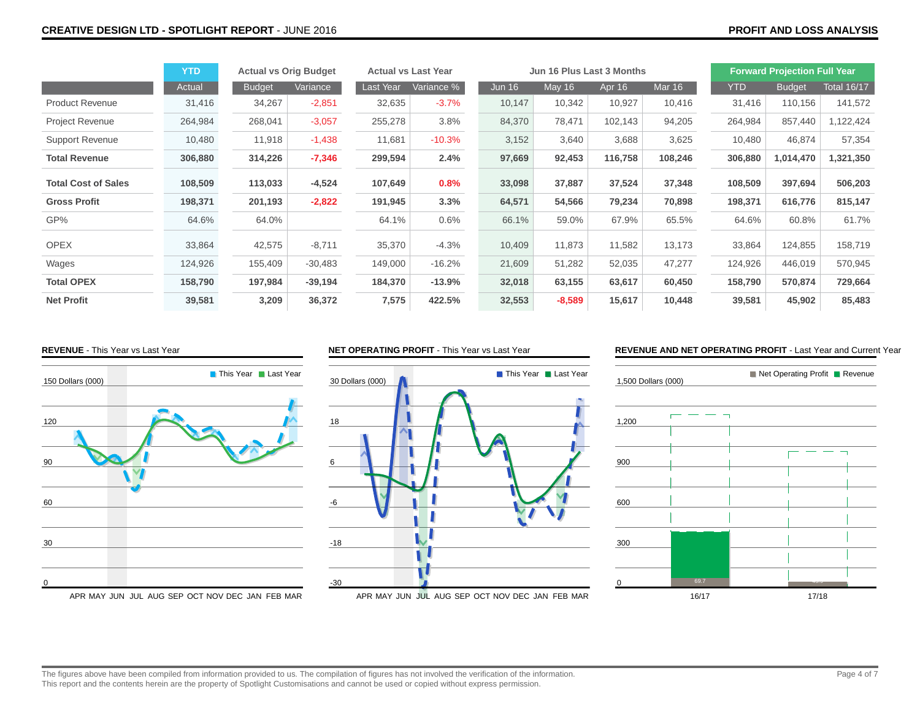# CREATIVE DESIGN LTD - SPOTLIGHT REPORT - JUNE 2016

## PROFIT AND LOSS ANALYSIS

| | YTD | Actual vs Orig Budget | | Actual vs Last Year | | Jun 16 Plus Last 3 Months | | | | Forward Projection Full Year | | |
|---|---|---|---|---|---|---|---|---|---|---|---|---|
| | Actual | Budget | Variance | Last Year | Variance % | Jun 16 | May 16 | Apr 16 | Mar 16 | YTD | Budget | Total 16/17 |
| Product Revenue | 31,416 | 34,267 | -2,851 | 32,635 | -3.7% | 10,147 | 10,342 | 10,927 | 10,416 | 31,416 | 110,156 | 141,572 |
| Project Revenue | 264,984 | 268,041 | -3,057 | 255,278 | 3.8% | 84,370 | 78,471 | 102,143 | 94,205 | 264,984 | 857,440 | 1,122,424 |
| Support Revenue | 10,480 | 11,918 | -1,438 | 11,681 | -10.3% | 3,152 | 3,640 | 3,688 | 3,625 | 10,480 | 46,874 | 57,354 |
| **Total Revenue** | **306,880** | **314,226** | **-7,346** | **299,594** | **2.4%** | **97,669** | **92,453** | **116,758** | **108,246** | **306,880** | **1,014,470** | **1,321,350** |
| **Total Cost of Sales** | **108,509** | **113,033** | **-4,524** | **107,649** | **0.8%** | **33,098** | **37,887** | **37,524** | **37,348** | **108,509** | **397,694** | **506,203** |
| **Gross Profit** | **198,371** | **201,193** | **-2,822** | **191,945** | **3.3%** | **64,571** | **54,566** | **79,234** | **70,898** | **198,371** | **616,776** | **815,147** |
| GP% | 64.6% | 64.0% | | 64.1% | 0.6% | 66.1% | 59.0% | 67.9% | 65.5% | 64.6% | 60.8% | 61.7% |
| OPEX | 33,864 | 42,575 | -8,711 | 35,370 | -4.3% | 10,409 | 11,873 | 11,582 | 13,173 | 33,864 | 124,855 | 158,719 |
| Wages | 124,926 | 155,409 | -30,483 | 149,000 | -16.2% | 21,609 | 51,282 | 52,035 | 47,277 | 124,926 | 446,019 | 570,945 |
| **Total OPEX** | **158,790** | **197,984** | **-39,194** | **184,370** | **-13.9%** | **32,018** | **63,155** | **63,617** | **60,450** | **158,790** | **570,874** | **729,664** |
| **Net Profit** | **39,581** | **3,209** | **36,372** | **7,575** | **422.5%** | **32,553** | **-8,589** | **15,617** | **10,448** | **39,581** | **45,902** | **85,483** |

**REVENUE** - This Year vs Last Year

**NET OPERATING PROFIT** - This Year vs Last Year

**REVENUE AND NET OPERATING PROFIT** - Last Year and Current Year

The figures above have been compiled from information provided to us. The compilation of figures has not involved the verification of the information.
This report and the contents herein are the property of Spotlight Customisations and cannot be used or copied without express permission.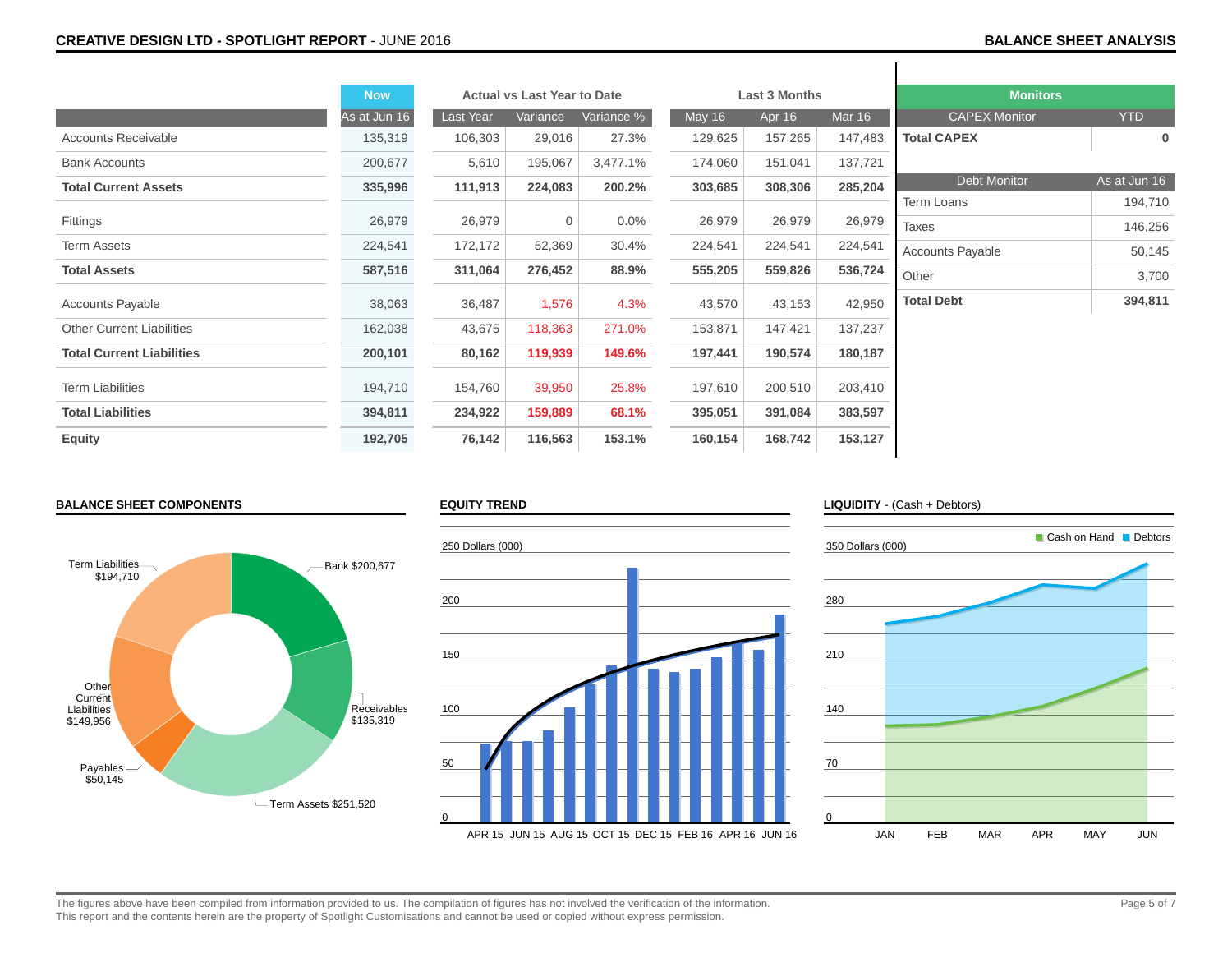# CREATIVE DESIGN LTD - SPOTLIGHT REPORT - JUNE 2016

## BALANCE SHEET ANALYSIS

| | Now | Actual vs Last Year to Date | | | Last 3 Months | | |
|---|---|---|---|---|---|---|---|
| | As at Jun 16 | Last Year | Variance | Variance % | May 16 | Apr 16 | Mar 16 |
| Accounts Receivable | 135,319 | 106,303 | 29,016 | 27.3% | 129,625 | 157,265 | 147,483 |
| Bank Accounts | 200,677 | 5,610 | 195,067 | 3,477.1% | 174,060 | 151,041 | 137,721 |
| **Total Current Assets** | **335,996** | **111,913** | **224,083** | **200.2%** | **303,685** | **308,306** | **285,204** |
| Fittings | 26,979 | 26,979 | 0 | 0.0% | 26,979 | 26,979 | 26,979 |
| Term Assets | 224,541 | 172,172 | 52,369 | 30.4% | 224,541 | 224,541 | 224,541 |
| **Total Assets** | **587,516** | **311,064** | **276,452** | **88.9%** | **555,205** | **559,826** | **536,724** |
| Accounts Payable | 38,063 | 36,487 | 1,576 | 4.3% | 43,570 | 43,153 | 42,950 |
| Other Current Liabilities | 162,038 | 43,675 | 118,363 | 271.0% | 153,871 | 147,421 | 137,237 |
| **Total Current Liabilities** | **200,101** | **80,162** | **119,939** | **149.6%** | **197,441** | **190,574** | **180,187** |
| Term Liabilities | 194,710 | 154,760 | 39,950 | 25.8% | 197,610 | 200,510 | 203,410 |
| **Total Liabilities** | **394,811** | **234,922** | **159,889** | **68.1%** | **395,051** | **391,084** | **383,597** |
| **Equity** | **192,705** | **76,142** | **116,563** | **153.1%** | **160,154** | **168,742** | **153,127** |

### Monitors

| CAPEX Monitor | YTD |
|---|---|
| **Total CAPEX** | **0** |

| Debt Monitor | As at Jun 16 |
|---|---|
| Term Loans | 194,710 |
| Taxes | 146,256 |
| Accounts Payable | 50,145 |
| Other | 3,700 |
| **Total Debt** | **394,811** |

### BALANCE SHEET COMPONENTS

Bank $200,677; Receivables $135,319; Term Assets $251,520; Payables $50,145; Other Current Liabilities $149,956; Term Liabilities $194,710

### EQUITY TREND

250 Dollars (000)

APR 15, JUN 15, AUG 15, OCT 15, DEC 15, FEB 16, APR 16, JUN 16

### LIQUIDITY - (Cash + Debtors)

350 Dollars (000)

Cash on Hand, Debtors

JAN, FEB, MAR, APR, MAY, JUN

The figures above have been compiled from information provided to us. The compilation of figures has not involved the verification of the information.
This report and the contents herein are the property of Spotlight Customisations and cannot be used or copied without express permission.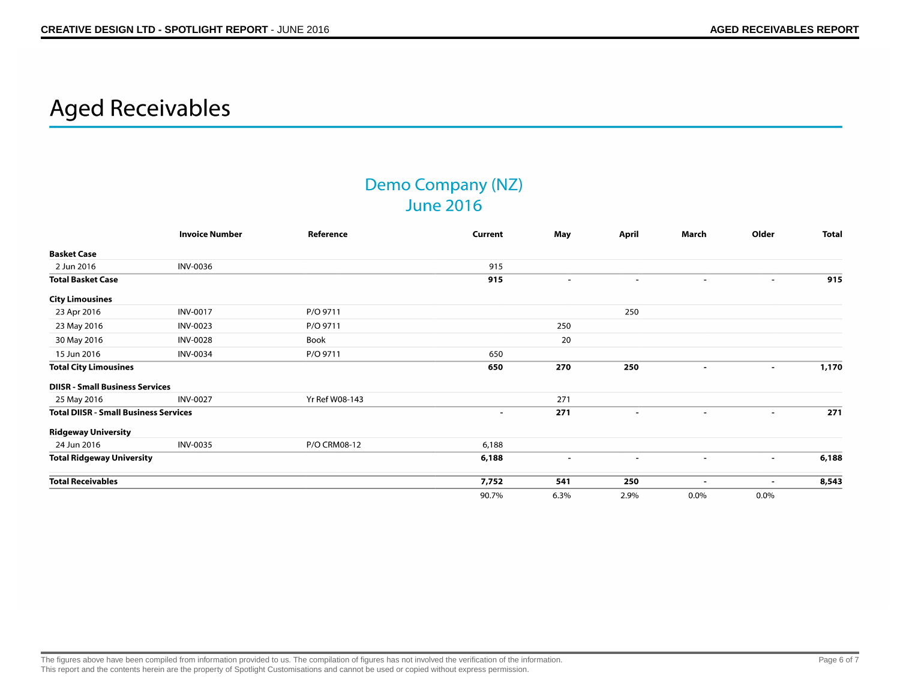# Aged Receivables

## Demo Company (NZ)
## June 2016

| | Invoice Number | Reference | Current | May | April | March | Older | Total |
|---|---|---|---|---|---|---|---|---|
| **Basket Case** | | | | | | | | |
| 2 Jun 2016 | INV-0036 | | 915 | | | | | |
| **Total Basket Case** | | | **915** | **-** | **-** | **-** | **-** | **915** |
| **City Limousines** | | | | | | | | |
| 23 Apr 2016 | INV-0017 | P/O 9711 | | | 250 | | | |
| 23 May 2016 | INV-0023 | P/O 9711 | | 250 | | | | |
| 30 May 2016 | INV-0028 | Book | | 20 | | | | |
| 15 Jun 2016 | INV-0034 | P/O 9711 | 650 | | | | | |
| **Total City Limousines** | | | **650** | **270** | **250** | **-** | **-** | **1,170** |
| **DIISR - Small Business Services** | | | | | | | | |
| 25 May 2016 | INV-0027 | Yr Ref W08-143 | | 271 | | | | |
| **Total DIISR - Small Business Services** | | | **-** | **271** | **-** | **-** | **-** | **271** |
| **Ridgeway University** | | | | | | | | |
| 24 Jun 2016 | INV-0035 | P/O CRM08-12 | 6,188 | | | | | |
| **Total Ridgeway University** | | | **6,188** | **-** | **-** | **-** | **-** | **6,188** |
| **Total Receivables** | | | **7,752** | **541** | **250** | **-** | **-** | **8,543** |
| | | | 90.7% | 6.3% | 2.9% | 0.0% | 0.0% | |

The figures above have been compiled from information provided to us. The compilation of figures has not involved the verification of the information.
This report and the contents herein are the property of Spotlight Customisations and cannot be used or copied without express permission.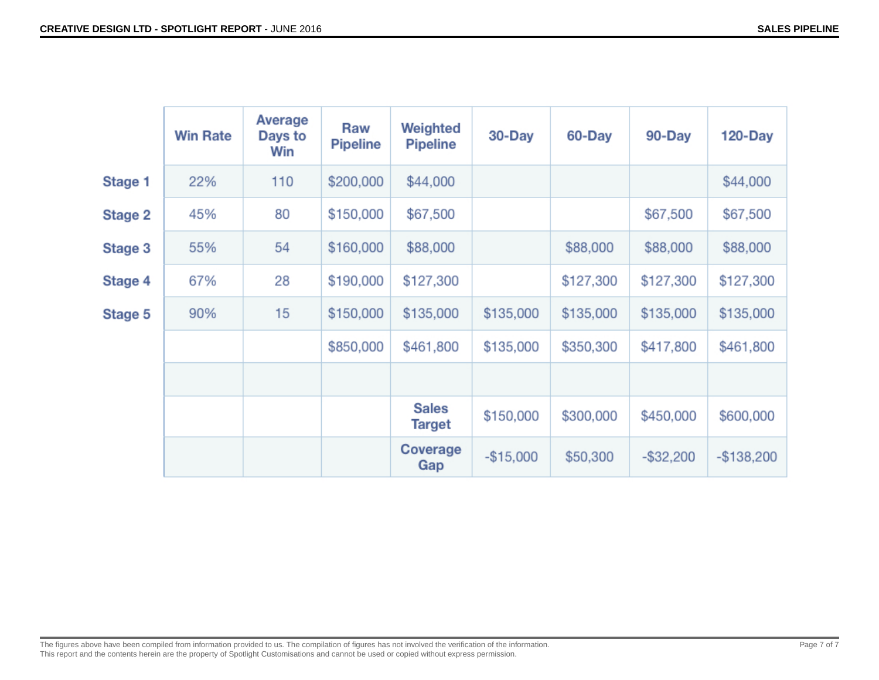| | Win Rate | Average Days to Win | Raw Pipeline | Weighted Pipeline | 30-Day | 60-Day | 90-Day | 120-Day |
|---|---|---|---|---|---|---|---|---|
| **Stage 1** | 22% | 110 | $200,000 | $44,000 | | | | $44,000 |
| **Stage 2** | 45% | 80 | $150,000 | $67,500 | | | $67,500 | $67,500 |
| **Stage 3** | 55% | 54 | $160,000 | $88,000 | | $88,000 | $88,000 | $88,000 |
| **Stage 4** | 67% | 28 | $190,000 | $127,300 | | $127,300 | $127,300 | $127,300 |
| **Stage 5** | 90% | 15 | $150,000 | $135,000 | $135,000 | $135,000 | $135,000 | $135,000 |
| | | | $850,000 | $461,800 | $135,000 | $350,300 | $417,800 | $461,800 |
| | | | | | | | | |
| | | | | **Sales Target** | $150,000 | $300,000 | $450,000 | $600,000 |
| | | | | **Coverage Gap** | -$15,000 | $50,300 | -$32,200 | -$138,200 |